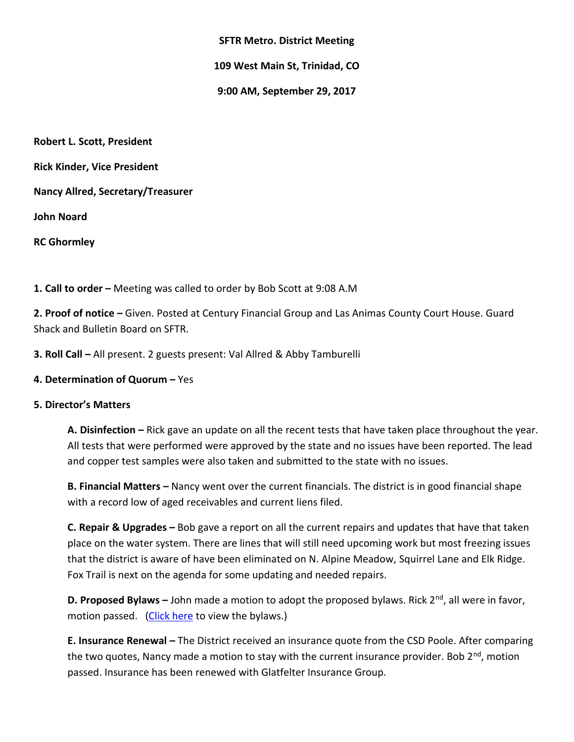**SFTR Metro. District Meeting**

**109 West Main St, Trinidad, CO**

**9:00 AM, September 29, 2017**

**Robert L. Scott, President**

**Rick Kinder, Vice President**

**Nancy Allred, Secretary/Treasurer**

**John Noard**

**RC Ghormley**

**1. Call to order –** Meeting was called to order by Bob Scott at 9:08 A.M

**2. Proof of notice –** Given. Posted at Century Financial Group and Las Animas County Court House. Guard Shack and Bulletin Board on SFTR.

**3. Roll Call –** All present. 2 guests present: Val Allred & Abby Tamburelli

**4. Determination of Quorum –** Yes

**5. Director's Matters**

> **A. Disinfection –** Rick gave an update on all the recent tests that have taken place throughout the year. All tests that were performed were approved by the state and no issues have been reported. The lead and copper test samples were also taken and submitted to the state with no issues.
>
> **B. Financial Matters –** Nancy went over the current financials. The district is in good financial shape with a record low of aged receivables and current liens filed.
>
> **C. Repair & Upgrades –** Bob gave a report on all the current repairs and updates that have that taken place on the water system. There are lines that will still need upcoming work but most freezing issues that the district is aware of have been eliminated on N. Alpine Meadow, Squirrel Lane and Elk Ridge. Fox Trail is next on the agenda for some updating and needed repairs.
>
> **D. Proposed Bylaws –** John made a motion to adopt the proposed bylaws. Rick 2nd, all were in favor, motion passed. (Click here to view the bylaws.)
>
> **E. Insurance Renewal –** The District received an insurance quote from the CSD Poole. After comparing the two quotes, Nancy made a motion to stay with the current insurance provider. Bob 2nd, motion passed. Insurance has been renewed with Glatfelter Insurance Group.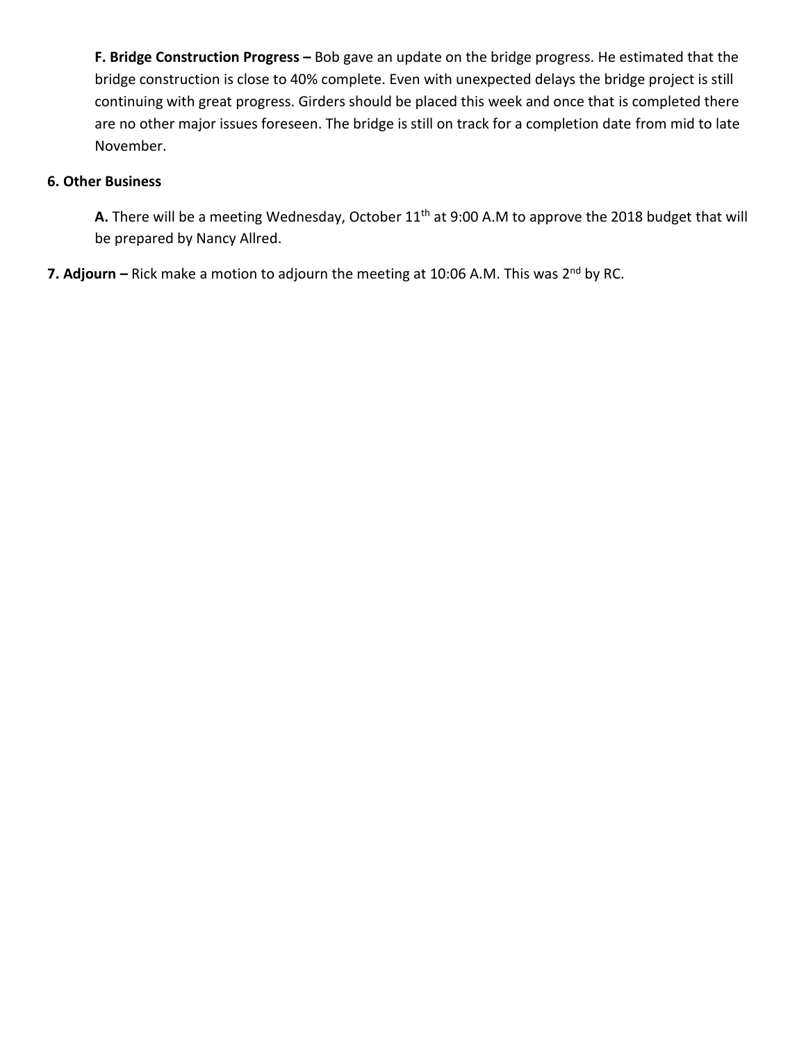**F. Bridge Construction Progress –** Bob gave an update on the bridge progress. He estimated that the bridge construction is close to 40% complete. Even with unexpected delays the bridge project is still continuing with great progress. Girders should be placed this week and once that is completed there are no other major issues foreseen. The bridge is still on track for a completion date from mid to late November.

**6. Other Business**

**A.** There will be a meeting Wednesday, October 11th at 9:00 A.M to approve the 2018 budget that will be prepared by Nancy Allred.

**7. Adjourn –** Rick make a motion to adjourn the meeting at 10:06 A.M. This was 2nd by RC.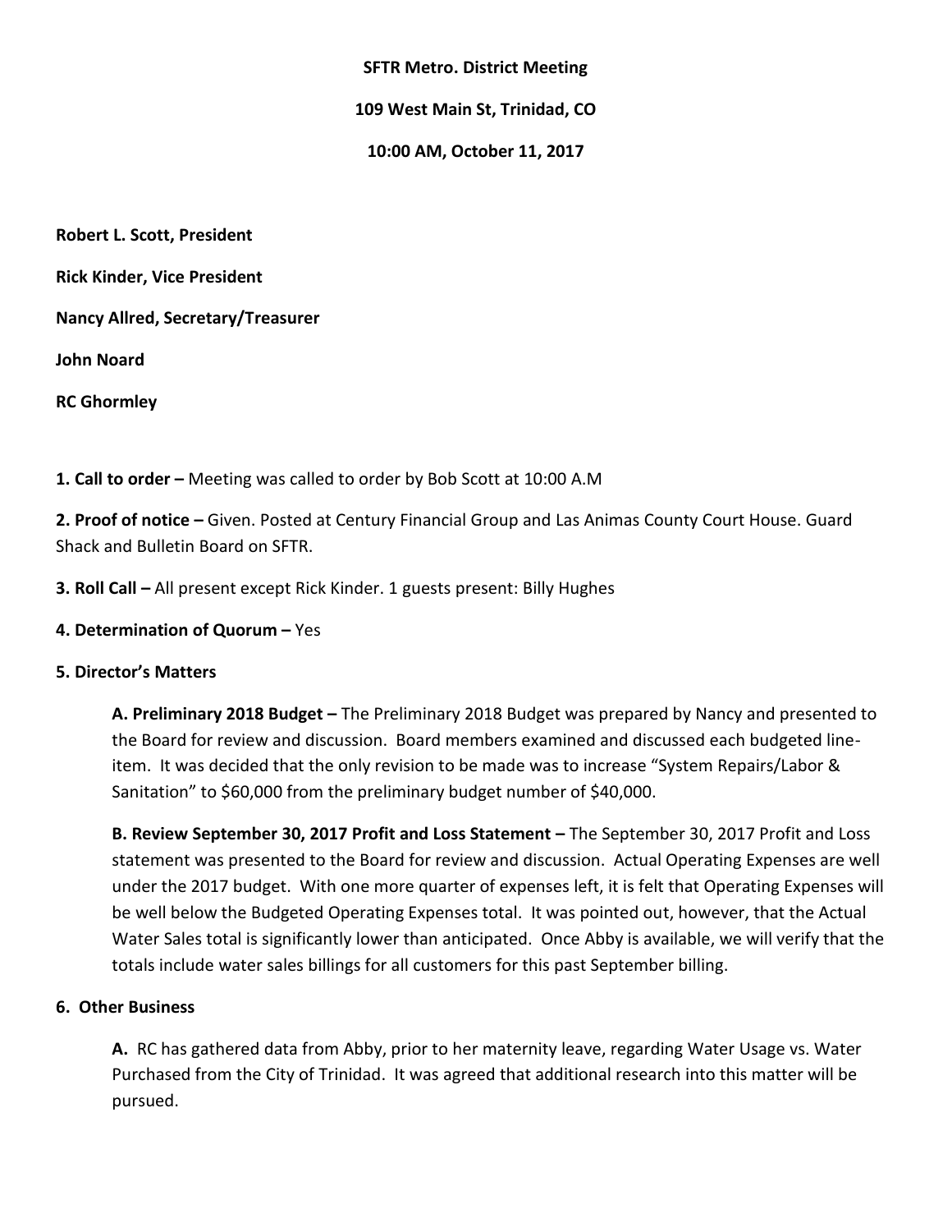**SFTR Metro. District Meeting**

**109 West Main St, Trinidad, CO**

**10:00 AM, October 11, 2017**

**Robert L. Scott, President**

**Rick Kinder, Vice President**

**Nancy Allred, Secretary/Treasurer**

**John Noard**

**RC Ghormley**

**1. Call to order –** Meeting was called to order by Bob Scott at 10:00 A.M

**2. Proof of notice –** Given. Posted at Century Financial Group and Las Animas County Court House. Guard Shack and Bulletin Board on SFTR.

**3. Roll Call –** All present except Rick Kinder. 1 guests present: Billy Hughes

**4. Determination of Quorum –** Yes

**5. Director's Matters**

**A. Preliminary 2018 Budget –** The Preliminary 2018 Budget was prepared by Nancy and presented to the Board for review and discussion. Board members examined and discussed each budgeted line-item. It was decided that the only revision to be made was to increase "System Repairs/Labor & Sanitation" to $60,000 from the preliminary budget number of $40,000.

**B. Review September 30, 2017 Profit and Loss Statement –** The September 30, 2017 Profit and Loss statement was presented to the Board for review and discussion. Actual Operating Expenses are well under the 2017 budget. With one more quarter of expenses left, it is felt that Operating Expenses will be well below the Budgeted Operating Expenses total. It was pointed out, however, that the Actual Water Sales total is significantly lower than anticipated. Once Abby is available, we will verify that the totals include water sales billings for all customers for this past September billing.

**6. Other Business**

**A.** RC has gathered data from Abby, prior to her maternity leave, regarding Water Usage vs. Water Purchased from the City of Trinidad. It was agreed that additional research into this matter will be pursued.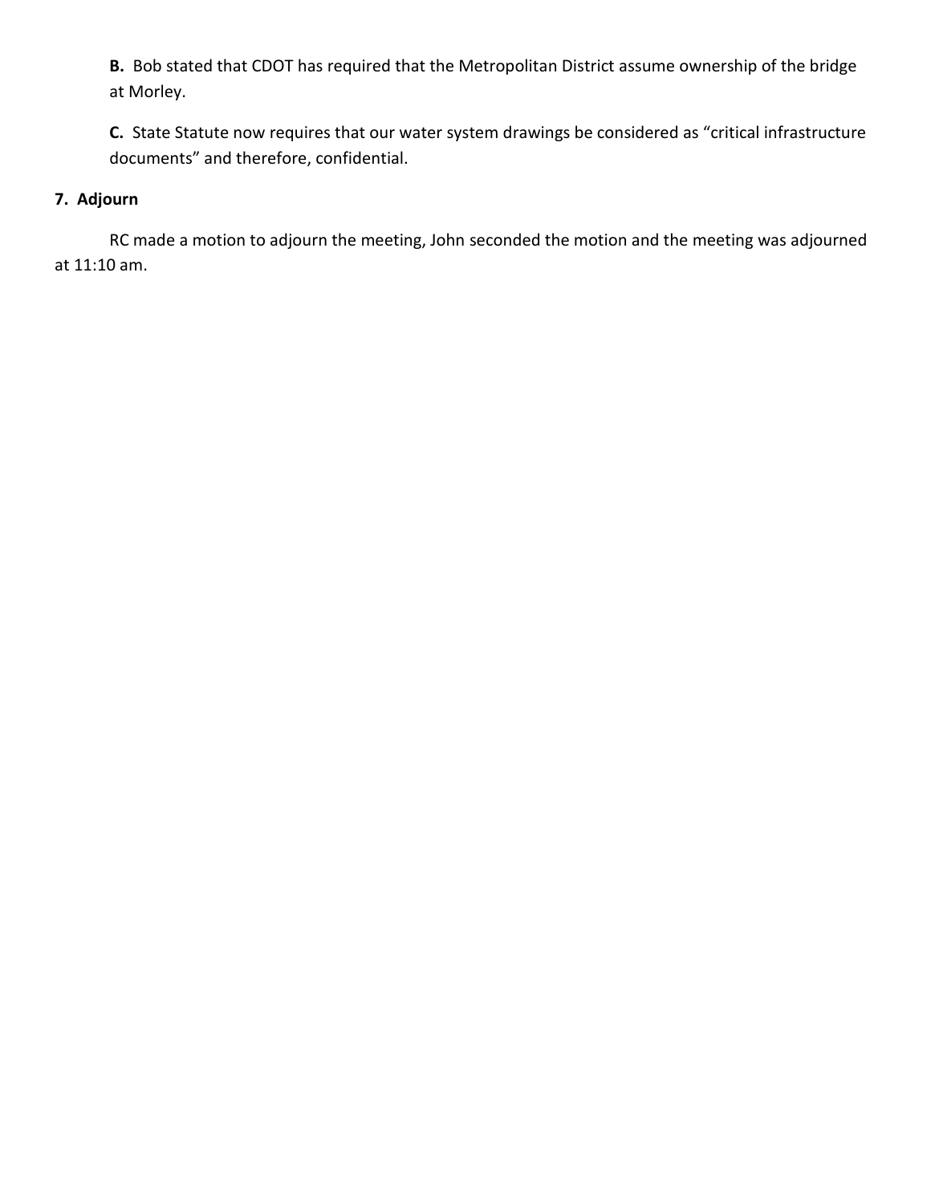**B.** Bob stated that CDOT has required that the Metropolitan District assume ownership of the bridge at Morley.

**C.** State Statute now requires that our water system drawings be considered as "critical infrastructure documents" and therefore, confidential.

**7. Adjourn**

RC made a motion to adjourn the meeting, John seconded the motion and the meeting was adjourned at 11:10 am.